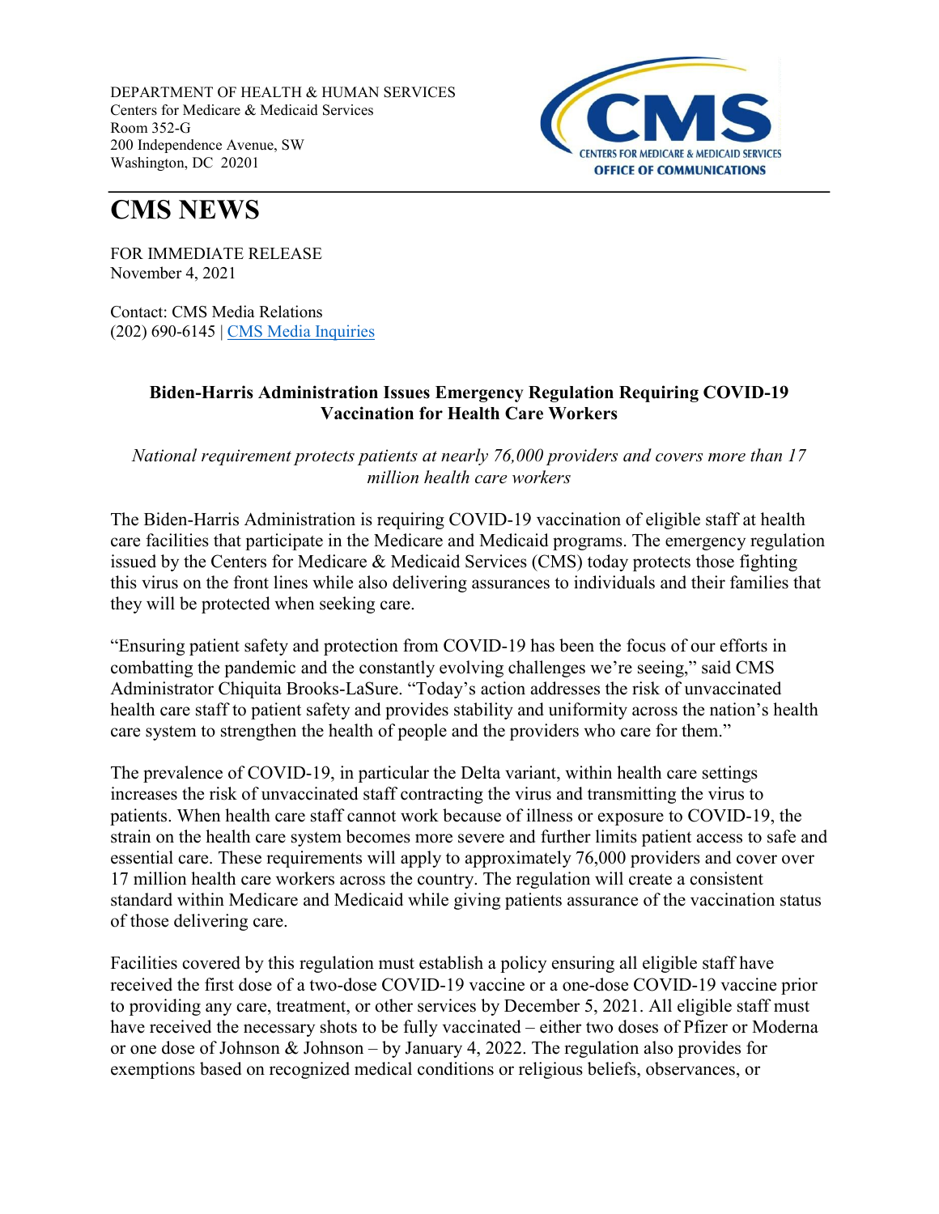DEPARTMENT OF HEALTH & HUMAN SERVICES
Centers for Medicare & Medicaid Services
Room 352-G
200 Independence Avenue, SW
Washington, DC 20201

CENTERS FOR MEDICARE & MEDICAID SERVICES
OFFICE OF COMMUNICATIONS

# CMS NEWS

FOR IMMEDIATE RELEASE
November 4, 2021

Contact: CMS Media Relations
(202) 690-6145 | [CMS Media Inquiries]

## Biden-Harris Administration Issues Emergency Regulation Requiring COVID-19 Vaccination for Health Care Workers

*National requirement protects patients at nearly 76,000 providers and covers more than 17 million health care workers*

The Biden-Harris Administration is requiring COVID-19 vaccination of eligible staff at health care facilities that participate in the Medicare and Medicaid programs. The emergency regulation issued by the Centers for Medicare & Medicaid Services (CMS) today protects those fighting this virus on the front lines while also delivering assurances to individuals and their families that they will be protected when seeking care.

"Ensuring patient safety and protection from COVID-19 has been the focus of our efforts in combatting the pandemic and the constantly evolving challenges we're seeing," said CMS Administrator Chiquita Brooks-LaSure. "Today's action addresses the risk of unvaccinated health care staff to patient safety and provides stability and uniformity across the nation's health care system to strengthen the health of people and the providers who care for them."

The prevalence of COVID-19, in particular the Delta variant, within health care settings increases the risk of unvaccinated staff contracting the virus and transmitting the virus to patients. When health care staff cannot work because of illness or exposure to COVID-19, the strain on the health care system becomes more severe and further limits patient access to safe and essential care. These requirements will apply to approximately 76,000 providers and cover over 17 million health care workers across the country. The regulation will create a consistent standard within Medicare and Medicaid while giving patients assurance of the vaccination status of those delivering care.

Facilities covered by this regulation must establish a policy ensuring all eligible staff have received the first dose of a two-dose COVID-19 vaccine or a one-dose COVID-19 vaccine prior to providing any care, treatment, or other services by December 5, 2021. All eligible staff must have received the necessary shots to be fully vaccinated – either two doses of Pfizer or Moderna or one dose of Johnson & Johnson – by January 4, 2022. The regulation also provides for exemptions based on recognized medical conditions or religious beliefs, observances, or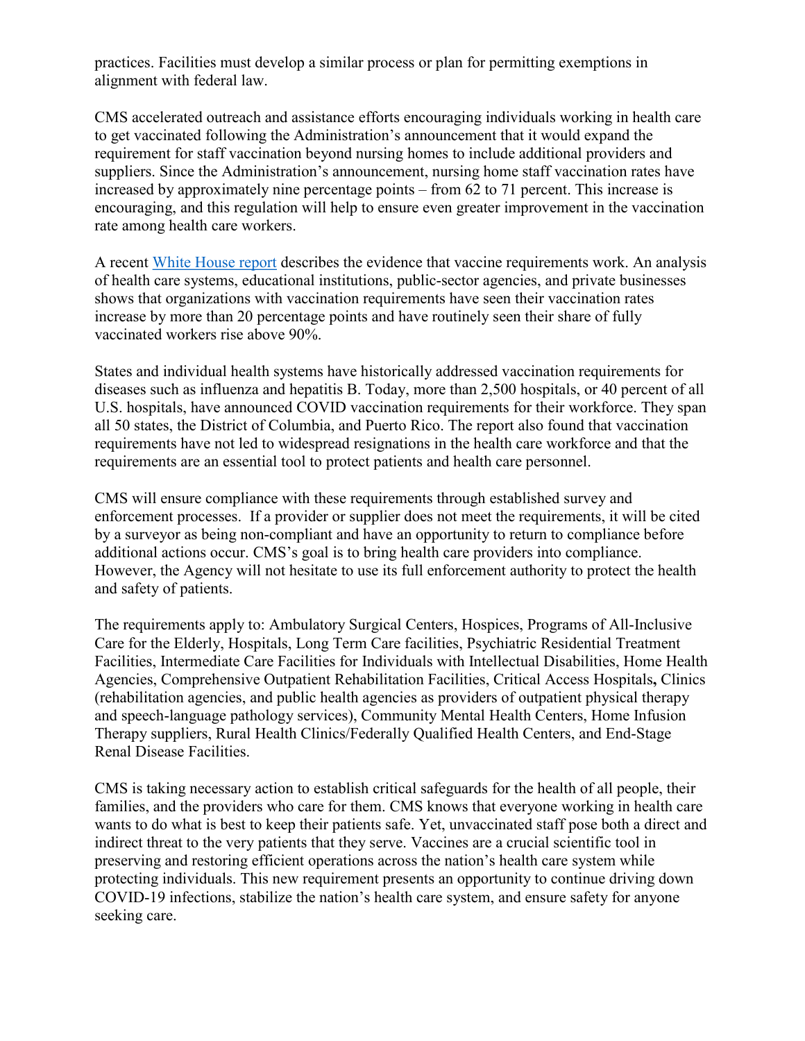practices. Facilities must develop a similar process or plan for permitting exemptions in alignment with federal law.

CMS accelerated outreach and assistance efforts encouraging individuals working in health care to get vaccinated following the Administration's announcement that it would expand the requirement for staff vaccination beyond nursing homes to include additional providers and suppliers. Since the Administration's announcement, nursing home staff vaccination rates have increased by approximately nine percentage points – from 62 to 71 percent. This increase is encouraging, and this regulation will help to ensure even greater improvement in the vaccination rate among health care workers.

A recent White House report describes the evidence that vaccine requirements work. An analysis of health care systems, educational institutions, public-sector agencies, and private businesses shows that organizations with vaccination requirements have seen their vaccination rates increase by more than 20 percentage points and have routinely seen their share of fully vaccinated workers rise above 90%.

States and individual health systems have historically addressed vaccination requirements for diseases such as influenza and hepatitis B. Today, more than 2,500 hospitals, or 40 percent of all U.S. hospitals, have announced COVID vaccination requirements for their workforce. They span all 50 states, the District of Columbia, and Puerto Rico. The report also found that vaccination requirements have not led to widespread resignations in the health care workforce and that the requirements are an essential tool to protect patients and health care personnel.

CMS will ensure compliance with these requirements through established survey and enforcement processes. If a provider or supplier does not meet the requirements, it will be cited by a surveyor as being non-compliant and have an opportunity to return to compliance before additional actions occur. CMS's goal is to bring health care providers into compliance. However, the Agency will not hesitate to use its full enforcement authority to protect the health and safety of patients.

The requirements apply to: Ambulatory Surgical Centers, Hospices, Programs of All-Inclusive Care for the Elderly, Hospitals, Long Term Care facilities, Psychiatric Residential Treatment Facilities, Intermediate Care Facilities for Individuals with Intellectual Disabilities, Home Health Agencies, Comprehensive Outpatient Rehabilitation Facilities, Critical Access Hospitals**,** Clinics (rehabilitation agencies, and public health agencies as providers of outpatient physical therapy and speech-language pathology services), Community Mental Health Centers, Home Infusion Therapy suppliers, Rural Health Clinics/Federally Qualified Health Centers, and End-Stage Renal Disease Facilities.

CMS is taking necessary action to establish critical safeguards for the health of all people, their families, and the providers who care for them. CMS knows that everyone working in health care wants to do what is best to keep their patients safe. Yet, unvaccinated staff pose both a direct and indirect threat to the very patients that they serve. Vaccines are a crucial scientific tool in preserving and restoring efficient operations across the nation's health care system while protecting individuals. This new requirement presents an opportunity to continue driving down COVID-19 infections, stabilize the nation's health care system, and ensure safety for anyone seeking care.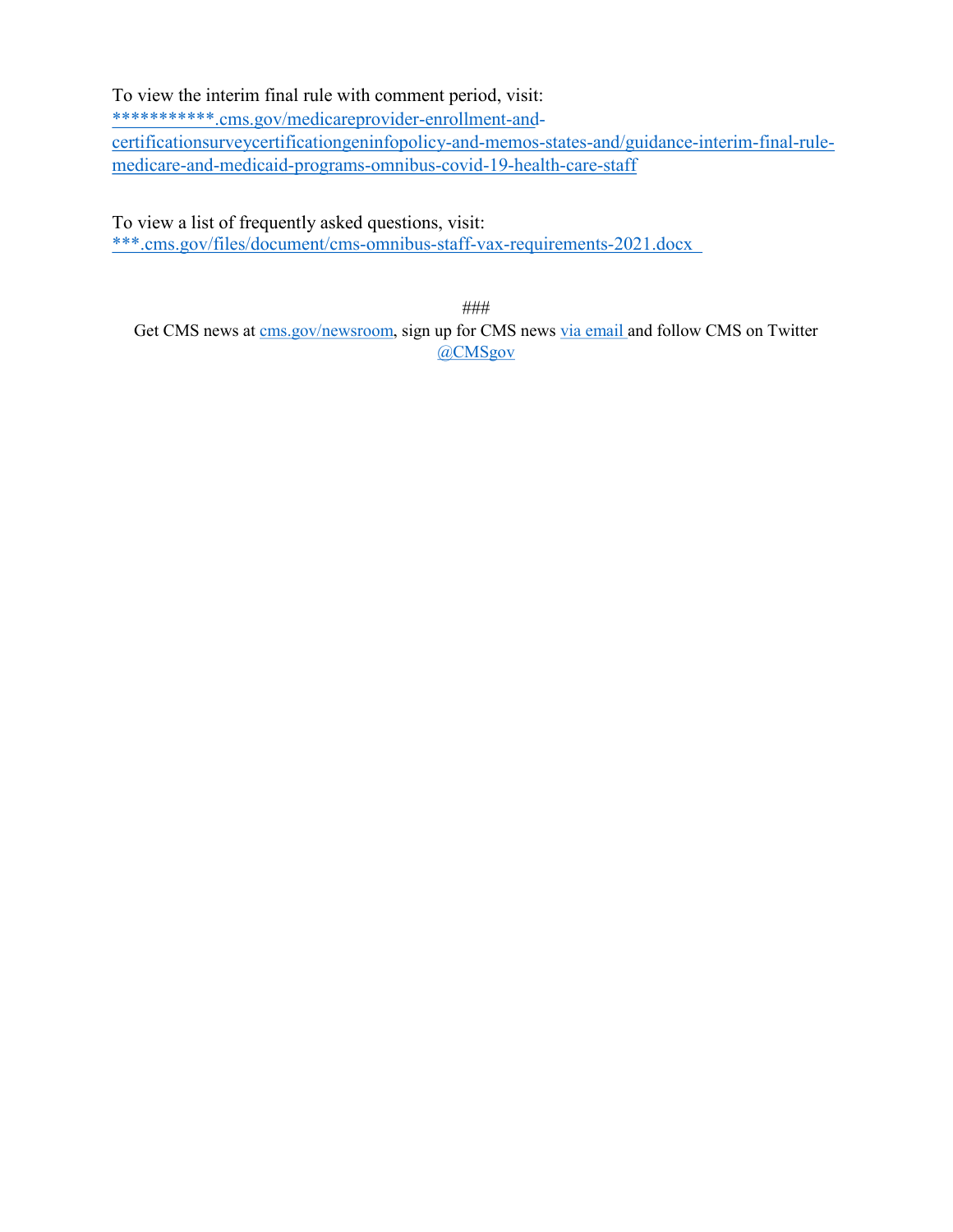To view the interim final rule with comment period, visit:
***********.cms.gov/medicareprovider-enrollment-and-certificationsurveycertificationgeninfopolicy-and-memos-states-and/guidance-interim-final-rule-medicare-and-medicaid-programs-omnibus-covid-19-health-care-staff

To view a list of frequently asked questions, visit:
***.cms.gov/files/document/cms-omnibus-staff-vax-requirements-2021.docx

###

Get CMS news at cms.gov/newsroom, sign up for CMS news via email and follow CMS on Twitter @CMSgov